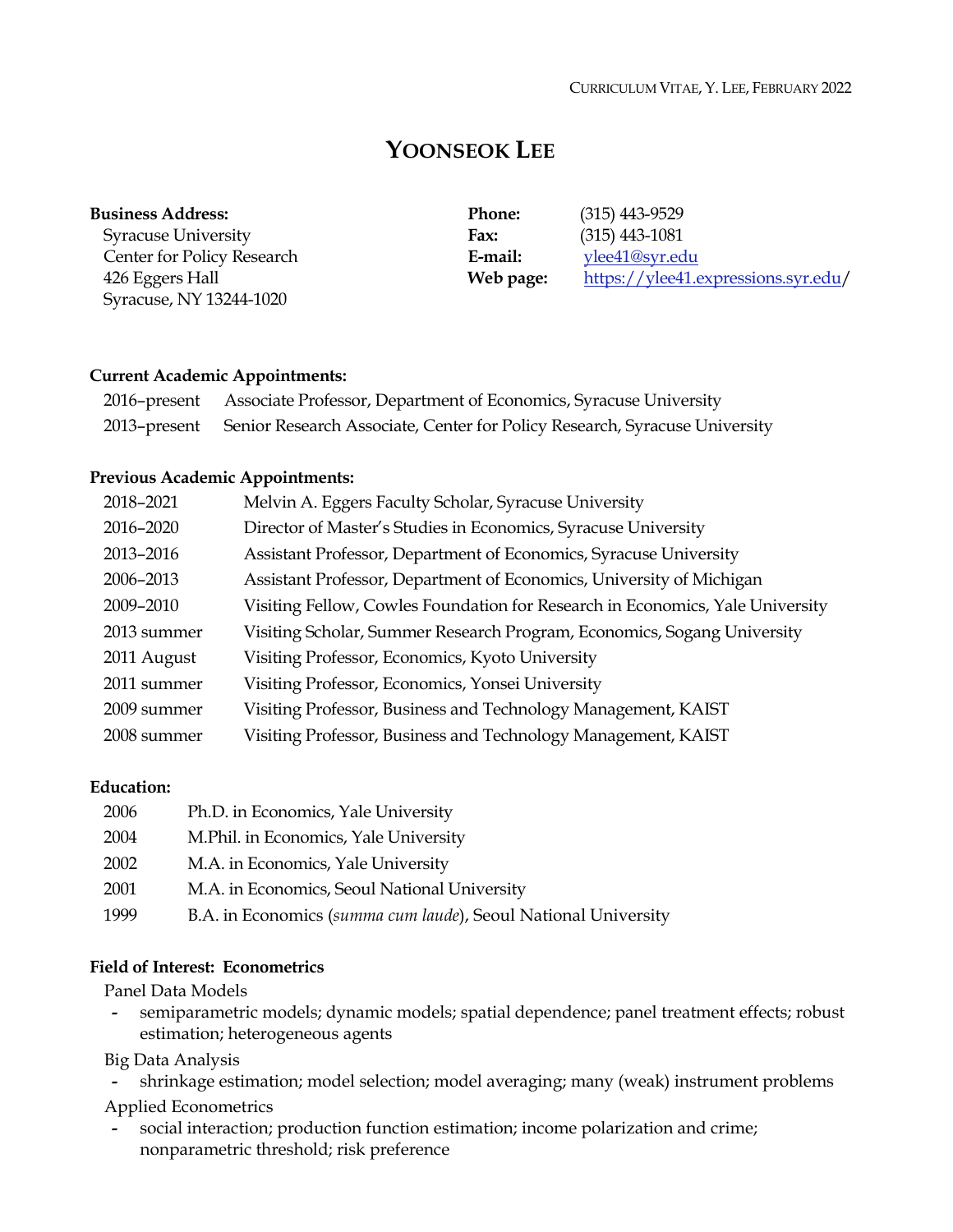# YOONSEOK LEE

**Business Address:**
Syracuse University
Center for Policy Research
426 Eggers Hall
Syracuse, NY 13244-1020

**Phone:** (315) 443-9529
**Fax:** (315) 443-1081
**E-mail:** ylee41@syr.edu
**Web page:** https://ylee41.expressions.syr.edu/

**Current Academic Appointments:**

| | |
|---|---|
| 2016–present | Associate Professor, Department of Economics, Syracuse University |
| 2013–present | Senior Research Associate, Center for Policy Research, Syracuse University |

**Previous Academic Appointments:**

| | |
|---|---|
| 2018–2021 | Melvin A. Eggers Faculty Scholar, Syracuse University |
| 2016–2020 | Director of Master's Studies in Economics, Syracuse University |
| 2013–2016 | Assistant Professor, Department of Economics, Syracuse University |
| 2006–2013 | Assistant Professor, Department of Economics, University of Michigan |
| 2009–2010 | Visiting Fellow, Cowles Foundation for Research in Economics, Yale University |
| 2013 summer | Visiting Scholar, Summer Research Program, Economics, Sogang University |
| 2011 August | Visiting Professor, Economics, Kyoto University |
| 2011 summer | Visiting Professor, Economics, Yonsei University |
| 2009 summer | Visiting Professor, Business and Technology Management, KAIST |
| 2008 summer | Visiting Professor, Business and Technology Management, KAIST |

**Education:**

| | |
|---|---|
| 2006 | Ph.D. in Economics, Yale University |
| 2004 | M.Phil. in Economics, Yale University |
| 2002 | M.A. in Economics, Yale University |
| 2001 | M.A. in Economics, Seoul National University |
| 1999 | B.A. in Economics (*summa cum laude*), Seoul National University |

**Field of Interest: Econometrics**

Panel Data Models
- semiparametric models; dynamic models; spatial dependence; panel treatment effects; robust estimation; heterogeneous agents

Big Data Analysis
- shrinkage estimation; model selection; model averaging; many (weak) instrument problems

Applied Econometrics
- social interaction; production function estimation; income polarization and crime; nonparametric threshold; risk preference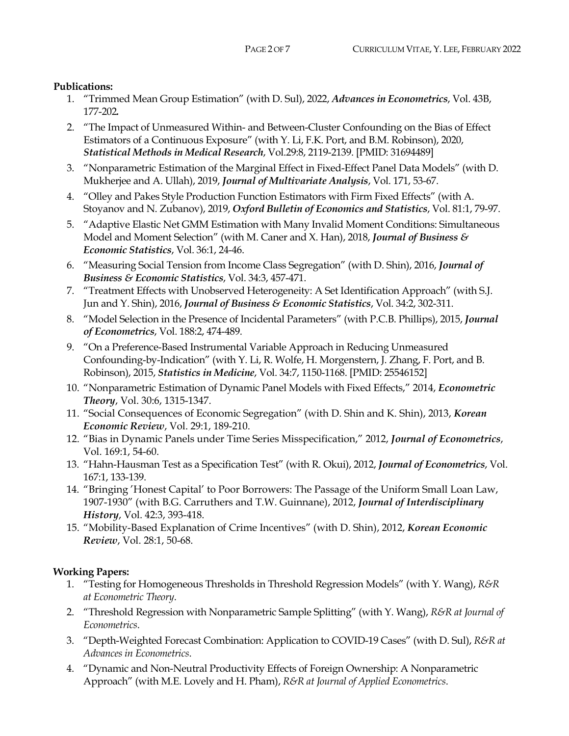**Publications:**

1. "Trimmed Mean Group Estimation" (with D. Sul), 2022, ***Advances in Econometrics***, Vol. 43B, 177-202.
2. "The Impact of Unmeasured Within- and Between-Cluster Confounding on the Bias of Effect Estimators of a Continuous Exposure" (with Y. Li, F.K. Port, and B.M. Robinson), 2020, ***Statistical Methods in Medical Research***, Vol.29:8, 2119-2139. [PMID: 31694489]
3. "Nonparametric Estimation of the Marginal Effect in Fixed-Effect Panel Data Models" (with D. Mukherjee and A. Ullah), 2019, ***Journal of Multivariate Analysis***, Vol. 171, 53-67.
4. "Olley and Pakes Style Production Function Estimators with Firm Fixed Effects" (with A. Stoyanov and N. Zubanov), 2019, ***Oxford Bulletin of Economics and Statistics***, Vol. 81:1, 79-97.
5. "Adaptive Elastic Net GMM Estimation with Many Invalid Moment Conditions: Simultaneous Model and Moment Selection" (with M. Caner and X. Han), 2018, ***Journal of Business & Economic Statistics***, Vol. 36:1, 24-46.
6. "Measuring Social Tension from Income Class Segregation" (with D. Shin), 2016, ***Journal of Business & Economic Statistics***, Vol. 34:3, 457-471.
7. "Treatment Effects with Unobserved Heterogeneity: A Set Identification Approach" (with S.J. Jun and Y. Shin), 2016, ***Journal of Business & Economic Statistics***, Vol. 34:2, 302-311.
8. "Model Selection in the Presence of Incidental Parameters" (with P.C.B. Phillips), 2015, ***Journal of Econometrics***, Vol. 188:2, 474-489.
9. "On a Preference-Based Instrumental Variable Approach in Reducing Unmeasured Confounding-by-Indication" (with Y. Li, R. Wolfe, H. Morgenstern, J. Zhang, F. Port, and B. Robinson), 2015, ***Statistics in Medicine***, Vol. 34:7, 1150-1168. [PMID: 25546152]
10. "Nonparametric Estimation of Dynamic Panel Models with Fixed Effects," 2014, ***Econometric Theory***, Vol. 30:6, 1315-1347.
11. "Social Consequences of Economic Segregation" (with D. Shin and K. Shin), 2013, ***Korean Economic Review***, Vol. 29:1, 189-210.
12. "Bias in Dynamic Panels under Time Series Misspecification," 2012, ***Journal of Econometrics***, Vol. 169:1, 54-60.
13. "Hahn-Hausman Test as a Specification Test" (with R. Okui), 2012, ***Journal of Econometrics***, Vol. 167:1, 133-139.
14. "Bringing 'Honest Capital' to Poor Borrowers: The Passage of the Uniform Small Loan Law, 1907-1930" (with B.G. Carruthers and T.W. Guinnane), 2012, ***Journal of Interdisciplinary History***, Vol. 42:3, 393-418.
15. "Mobility-Based Explanation of Crime Incentives" (with D. Shin), 2012, ***Korean Economic Review***, Vol. 28:1, 50-68.

**Working Papers:**

1. "Testing for Homogeneous Thresholds in Threshold Regression Models" (with Y. Wang), *R&R at Econometric Theory*.
2. "Threshold Regression with Nonparametric Sample Splitting" (with Y. Wang), *R&R at Journal of Econometrics*.
3. "Depth-Weighted Forecast Combination: Application to COVID-19 Cases" (with D. Sul), *R&R at Advances in Econometrics*.
4. "Dynamic and Non-Neutral Productivity Effects of Foreign Ownership: A Nonparametric Approach" (with M.E. Lovely and H. Pham), *R&R at Journal of Applied Econometrics*.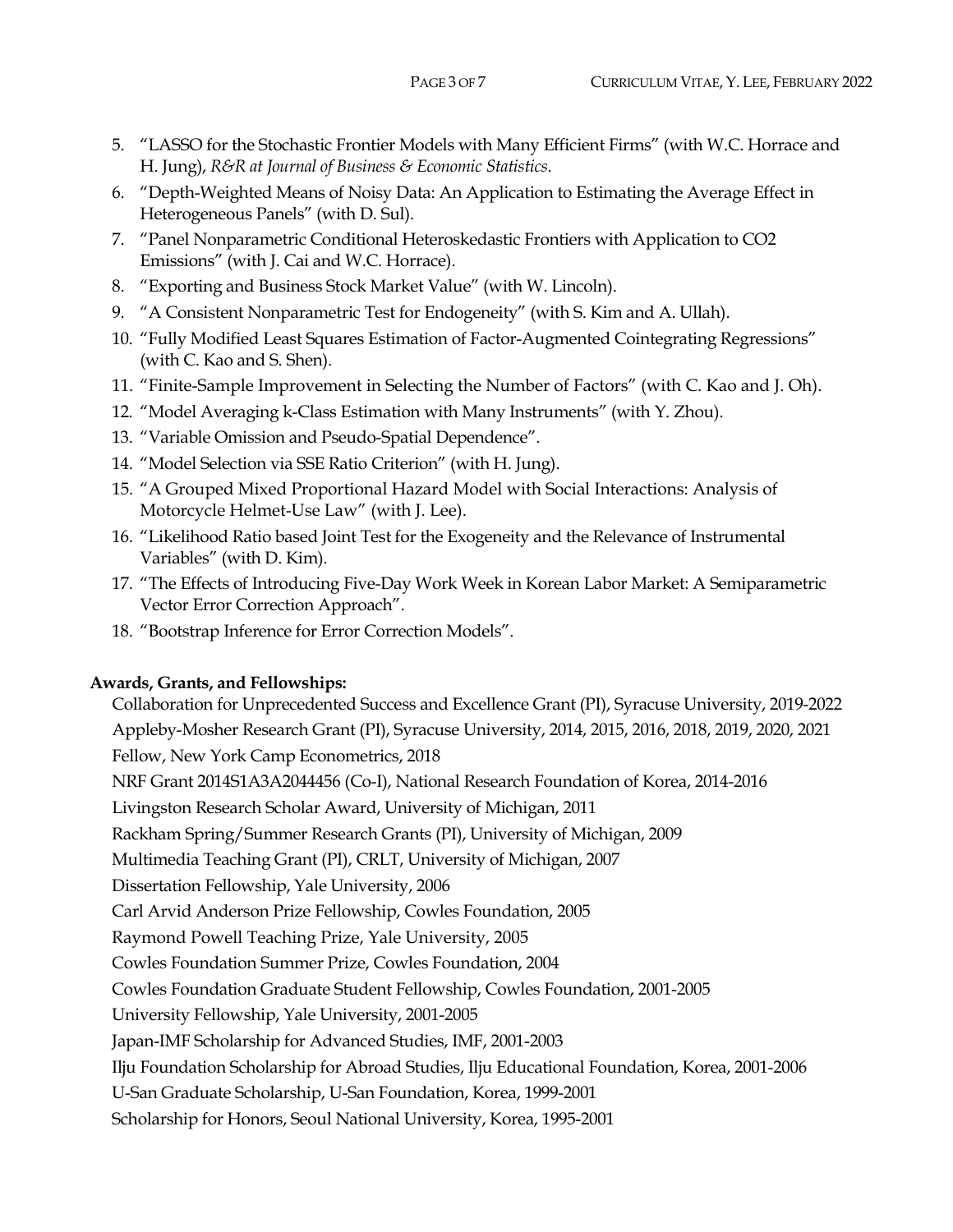5. "LASSO for the Stochastic Frontier Models with Many Efficient Firms" (with W.C. Horrace and H. Jung), *R&R at Journal of Business & Economic Statistics*.
6. "Depth-Weighted Means of Noisy Data: An Application to Estimating the Average Effect in Heterogeneous Panels" (with D. Sul).
7. "Panel Nonparametric Conditional Heteroskedastic Frontiers with Application to CO2 Emissions" (with J. Cai and W.C. Horrace).
8. "Exporting and Business Stock Market Value" (with W. Lincoln).
9. "A Consistent Nonparametric Test for Endogeneity" (with S. Kim and A. Ullah).
10. "Fully Modified Least Squares Estimation of Factor-Augmented Cointegrating Regressions" (with C. Kao and S. Shen).
11. "Finite-Sample Improvement in Selecting the Number of Factors" (with C. Kao and J. Oh).
12. "Model Averaging k-Class Estimation with Many Instruments" (with Y. Zhou).
13. "Variable Omission and Pseudo-Spatial Dependence".
14. "Model Selection via SSE Ratio Criterion" (with H. Jung).
15. "A Grouped Mixed Proportional Hazard Model with Social Interactions: Analysis of Motorcycle Helmet-Use Law" (with J. Lee).
16. "Likelihood Ratio based Joint Test for the Exogeneity and the Relevance of Instrumental Variables" (with D. Kim).
17. "The Effects of Introducing Five-Day Work Week in Korean Labor Market: A Semiparametric Vector Error Correction Approach".
18. "Bootstrap Inference for Error Correction Models".

**Awards, Grants, and Fellowships:**

Collaboration for Unprecedented Success and Excellence Grant (PI), Syracuse University, 2019-2022
Appleby-Mosher Research Grant (PI), Syracuse University, 2014, 2015, 2016, 2018, 2019, 2020, 2021
Fellow, New York Camp Econometrics, 2018
NRF Grant 2014S1A3A2044456 (Co-I), National Research Foundation of Korea, 2014-2016
Livingston Research Scholar Award, University of Michigan, 2011
Rackham Spring/Summer Research Grants (PI), University of Michigan, 2009
Multimedia Teaching Grant (PI), CRLT, University of Michigan, 2007
Dissertation Fellowship, Yale University, 2006
Carl Arvid Anderson Prize Fellowship, Cowles Foundation, 2005
Raymond Powell Teaching Prize, Yale University, 2005
Cowles Foundation Summer Prize, Cowles Foundation, 2004
Cowles Foundation Graduate Student Fellowship, Cowles Foundation, 2001-2005
University Fellowship, Yale University, 2001-2005
Japan-IMF Scholarship for Advanced Studies, IMF, 2001-2003
Ilju Foundation Scholarship for Abroad Studies, Ilju Educational Foundation, Korea, 2001-2006
U-San Graduate Scholarship, U-San Foundation, Korea, 1999-2001
Scholarship for Honors, Seoul National University, Korea, 1995-2001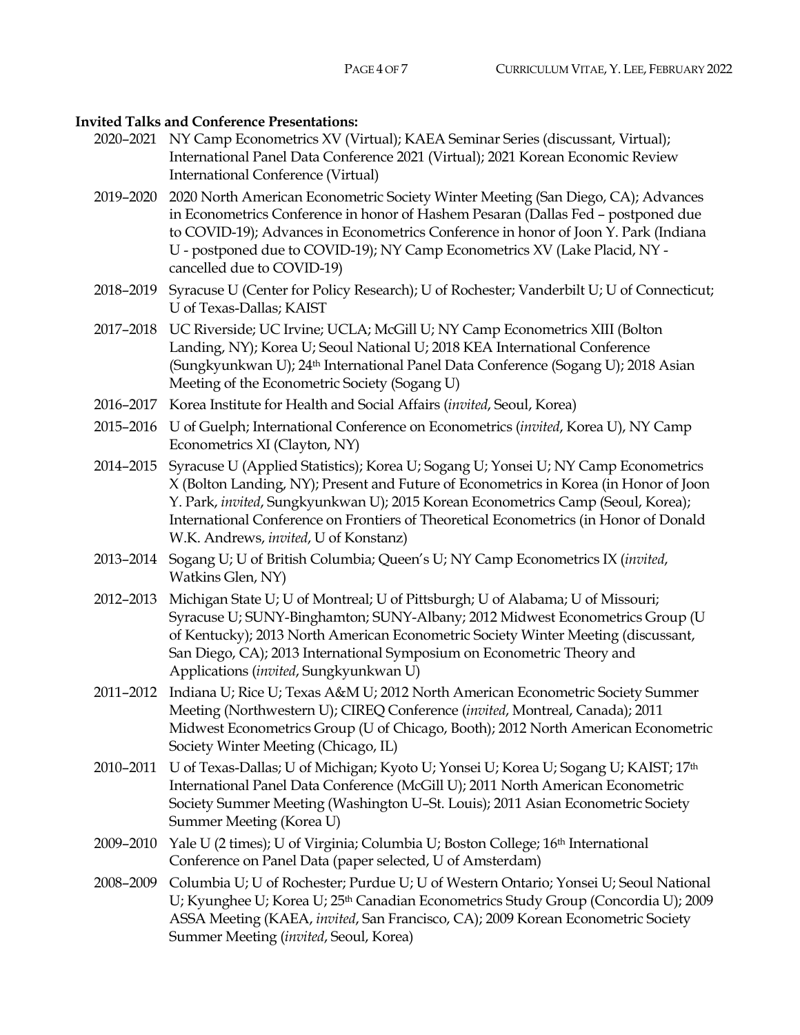**Invited Talks and Conference Presentations:**

2020–2021 NY Camp Econometrics XV (Virtual); KAEA Seminar Series (discussant, Virtual); International Panel Data Conference 2021 (Virtual); 2021 Korean Economic Review International Conference (Virtual)

2019–2020 2020 North American Econometric Society Winter Meeting (San Diego, CA); Advances in Econometrics Conference in honor of Hashem Pesaran (Dallas Fed – postponed due to COVID-19); Advances in Econometrics Conference in honor of Joon Y. Park (Indiana U - postponed due to COVID-19); NY Camp Econometrics XV (Lake Placid, NY - cancelled due to COVID-19)

2018–2019 Syracuse U (Center for Policy Research); U of Rochester; Vanderbilt U; U of Connecticut; U of Texas-Dallas; KAIST

2017–2018 UC Riverside; UC Irvine; UCLA; McGill U; NY Camp Econometrics XIII (Bolton Landing, NY); Korea U; Seoul National U; 2018 KEA International Conference (Sungkyunkwan U); 24th International Panel Data Conference (Sogang U); 2018 Asian Meeting of the Econometric Society (Sogang U)

2016–2017 Korea Institute for Health and Social Affairs (*invited*, Seoul, Korea)

2015–2016 U of Guelph; International Conference on Econometrics (*invited*, Korea U), NY Camp Econometrics XI (Clayton, NY)

2014–2015 Syracuse U (Applied Statistics); Korea U; Sogang U; Yonsei U; NY Camp Econometrics X (Bolton Landing, NY); Present and Future of Econometrics in Korea (in Honor of Joon Y. Park, *invited*, Sungkyunkwan U); 2015 Korean Econometrics Camp (Seoul, Korea); International Conference on Frontiers of Theoretical Econometrics (in Honor of Donald W.K. Andrews, *invited*, U of Konstanz)

2013–2014 Sogang U; U of British Columbia; Queen's U; NY Camp Econometrics IX (*invited*, Watkins Glen, NY)

2012–2013 Michigan State U; U of Montreal; U of Pittsburgh; U of Alabama; U of Missouri; Syracuse U; SUNY-Binghamton; SUNY-Albany; 2012 Midwest Econometrics Group (U of Kentucky); 2013 North American Econometric Society Winter Meeting (discussant, San Diego, CA); 2013 International Symposium on Econometric Theory and Applications (*invited*, Sungkyunkwan U)

2011–2012 Indiana U; Rice U; Texas A&M U; 2012 North American Econometric Society Summer Meeting (Northwestern U); CIREQ Conference (*invited*, Montreal, Canada); 2011 Midwest Econometrics Group (U of Chicago, Booth); 2012 North American Econometric Society Winter Meeting (Chicago, IL)

2010–2011 U of Texas-Dallas; U of Michigan; Kyoto U; Yonsei U; Korea U; Sogang U; KAIST; 17th International Panel Data Conference (McGill U); 2011 North American Econometric Society Summer Meeting (Washington U–St. Louis); 2011 Asian Econometric Society Summer Meeting (Korea U)

2009–2010 Yale U (2 times); U of Virginia; Columbia U; Boston College; 16th International Conference on Panel Data (paper selected, U of Amsterdam)

2008–2009 Columbia U; U of Rochester; Purdue U; U of Western Ontario; Yonsei U; Seoul National U; Kyunghee U; Korea U; 25th Canadian Econometrics Study Group (Concordia U); 2009 ASSA Meeting (KAEA, *invited*, San Francisco, CA); 2009 Korean Econometric Society Summer Meeting (*invited*, Seoul, Korea)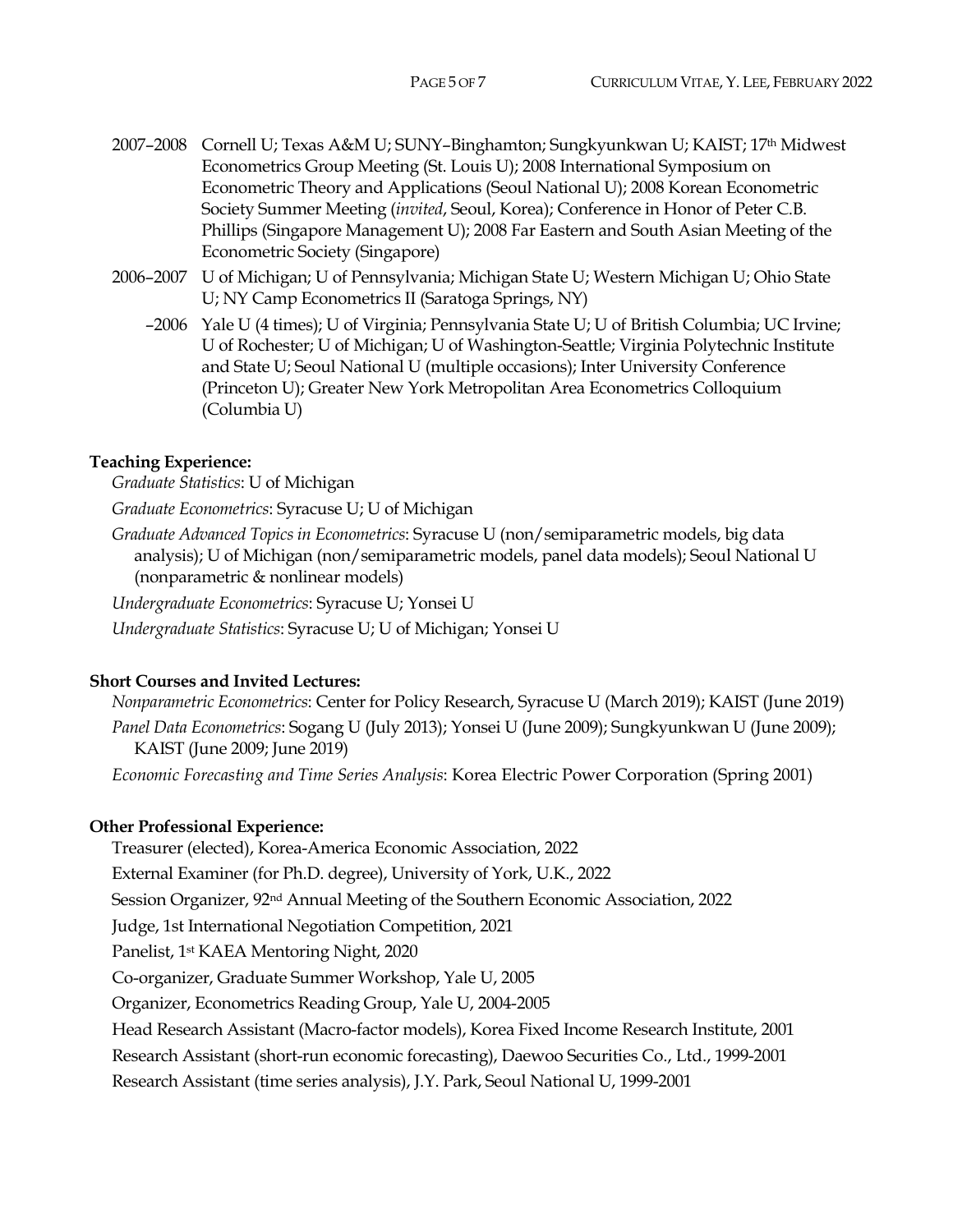2007–2008 Cornell U; Texas A&M U; SUNY–Binghamton; Sungkyunkwan U; KAIST; 17th Midwest Econometrics Group Meeting (St. Louis U); 2008 International Symposium on Econometric Theory and Applications (Seoul National U); 2008 Korean Econometric Society Summer Meeting (*invited*, Seoul, Korea); Conference in Honor of Peter C.B. Phillips (Singapore Management U); 2008 Far Eastern and South Asian Meeting of the Econometric Society (Singapore)

2006–2007 U of Michigan; U of Pennsylvania; Michigan State U; Western Michigan U; Ohio State U; NY Camp Econometrics II (Saratoga Springs, NY)

–2006 Yale U (4 times); U of Virginia; Pennsylvania State U; U of British Columbia; UC Irvine; U of Rochester; U of Michigan; U of Washington-Seattle; Virginia Polytechnic Institute and State U; Seoul National U (multiple occasions); Inter University Conference (Princeton U); Greater New York Metropolitan Area Econometrics Colloquium (Columbia U)

**Teaching Experience:**

*Graduate Statistics*: U of Michigan

*Graduate Econometrics*: Syracuse U; U of Michigan

*Graduate Advanced Topics in Econometrics*: Syracuse U (non/semiparametric models, big data analysis); U of Michigan (non/semiparametric models, panel data models); Seoul National U (nonparametric & nonlinear models)

*Undergraduate Econometrics*: Syracuse U; Yonsei U

*Undergraduate Statistics*: Syracuse U; U of Michigan; Yonsei U

**Short Courses and Invited Lectures:**

*Nonparametric Econometrics*: Center for Policy Research, Syracuse U (March 2019); KAIST (June 2019)

*Panel Data Econometrics*: Sogang U (July 2013); Yonsei U (June 2009); Sungkyunkwan U (June 2009); KAIST (June 2009; June 2019)

*Economic Forecasting and Time Series Analysis*: Korea Electric Power Corporation (Spring 2001)

**Other Professional Experience:**

Treasurer (elected), Korea-America Economic Association, 2022

External Examiner (for Ph.D. degree), University of York, U.K., 2022

Session Organizer, 92nd Annual Meeting of the Southern Economic Association, 2022

Judge, 1st International Negotiation Competition, 2021

Panelist, 1st KAEA Mentoring Night, 2020

Co-organizer, Graduate Summer Workshop, Yale U, 2005

Organizer, Econometrics Reading Group, Yale U, 2004-2005

Head Research Assistant (Macro-factor models), Korea Fixed Income Research Institute, 2001

Research Assistant (short-run economic forecasting), Daewoo Securities Co., Ltd., 1999-2001

Research Assistant (time series analysis), J.Y. Park, Seoul National U, 1999-2001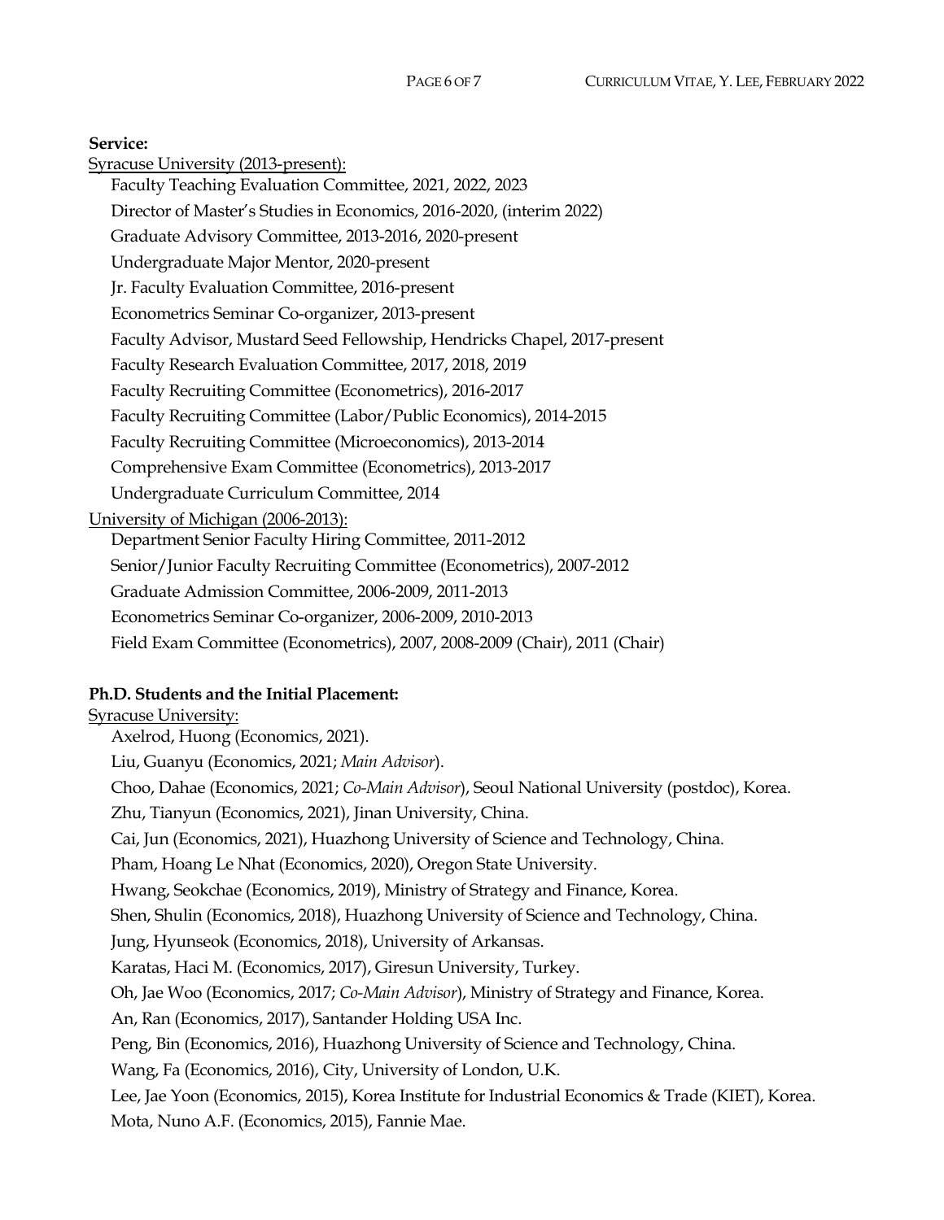**Service:**

Syracuse University (2013-present):

- Faculty Teaching Evaluation Committee, 2021, 2022, 2023
- Director of Master's Studies in Economics, 2016-2020, (interim 2022)
- Graduate Advisory Committee, 2013-2016, 2020-present
- Undergraduate Major Mentor, 2020-present
- Jr. Faculty Evaluation Committee, 2016-present
- Econometrics Seminar Co-organizer, 2013-present
- Faculty Advisor, Mustard Seed Fellowship, Hendricks Chapel, 2017-present
- Faculty Research Evaluation Committee, 2017, 2018, 2019
- Faculty Recruiting Committee (Econometrics), 2016-2017
- Faculty Recruiting Committee (Labor/Public Economics), 2014-2015
- Faculty Recruiting Committee (Microeconomics), 2013-2014
- Comprehensive Exam Committee (Econometrics), 2013-2017
- Undergraduate Curriculum Committee, 2014

University of Michigan (2006-2013):

- Department Senior Faculty Hiring Committee, 2011-2012
- Senior/Junior Faculty Recruiting Committee (Econometrics), 2007-2012
- Graduate Admission Committee, 2006-2009, 2011-2013
- Econometrics Seminar Co-organizer, 2006-2009, 2010-2013
- Field Exam Committee (Econometrics), 2007, 2008-2009 (Chair), 2011 (Chair)

**Ph.D. Students and the Initial Placement:**

Syracuse University:

- Axelrod, Huong (Economics, 2021).
- Liu, Guanyu (Economics, 2021; *Main Advisor*).
- Choo, Dahae (Economics, 2021; *Co-Main Advisor*), Seoul National University (postdoc), Korea.
- Zhu, Tianyun (Economics, 2021), Jinan University, China.
- Cai, Jun (Economics, 2021), Huazhong University of Science and Technology, China.
- Pham, Hoang Le Nhat (Economics, 2020), Oregon State University.
- Hwang, Seokchae (Economics, 2019), Ministry of Strategy and Finance, Korea.
- Shen, Shulin (Economics, 2018), Huazhong University of Science and Technology, China.
- Jung, Hyunseok (Economics, 2018), University of Arkansas.
- Karatas, Haci M. (Economics, 2017), Giresun University, Turkey.
- Oh, Jae Woo (Economics, 2017; *Co-Main Advisor*), Ministry of Strategy and Finance, Korea.
- An, Ran (Economics, 2017), Santander Holding USA Inc.
- Peng, Bin (Economics, 2016), Huazhong University of Science and Technology, China.
- Wang, Fa (Economics, 2016), City, University of London, U.K.
- Lee, Jae Yoon (Economics, 2015), Korea Institute for Industrial Economics & Trade (KIET), Korea.
- Mota, Nuno A.F. (Economics, 2015), Fannie Mae.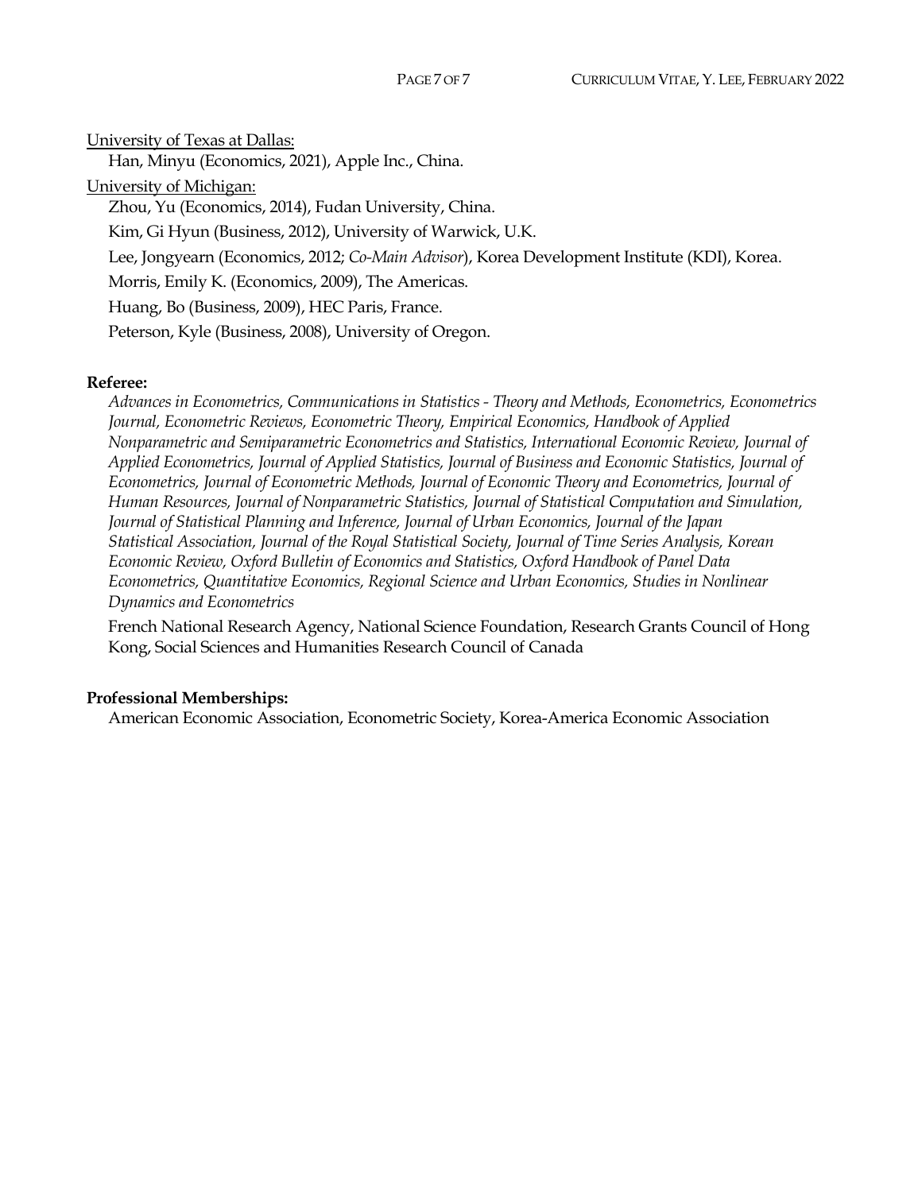University of Texas at Dallas:

Han, Minyu (Economics, 2021), Apple Inc., China.

University of Michigan:

Zhou, Yu (Economics, 2014), Fudan University, China.

Kim, Gi Hyun (Business, 2012), University of Warwick, U.K.

Lee, Jongyearn (Economics, 2012; *Co-Main Advisor*), Korea Development Institute (KDI), Korea.

Morris, Emily K. (Economics, 2009), The Americas.

Huang, Bo (Business, 2009), HEC Paris, France.

Peterson, Kyle (Business, 2008), University of Oregon.

**Referee:**

*Advances in Econometrics, Communications in Statistics - Theory and Methods, Econometrics, Econometrics Journal, Econometric Reviews, Econometric Theory, Empirical Economics, Handbook of Applied Nonparametric and Semiparametric Econometrics and Statistics, International Economic Review, Journal of Applied Econometrics, Journal of Applied Statistics, Journal of Business and Economic Statistics, Journal of Econometrics, Journal of Econometric Methods, Journal of Economic Theory and Econometrics, Journal of Human Resources, Journal of Nonparametric Statistics, Journal of Statistical Computation and Simulation, Journal of Statistical Planning and Inference, Journal of Urban Economics, Journal of the Japan Statistical Association, Journal of the Royal Statistical Society, Journal of Time Series Analysis, Korean Economic Review, Oxford Bulletin of Economics and Statistics, Oxford Handbook of Panel Data Econometrics, Quantitative Economics, Regional Science and Urban Economics, Studies in Nonlinear Dynamics and Econometrics*

French National Research Agency, National Science Foundation, Research Grants Council of Hong Kong, Social Sciences and Humanities Research Council of Canada

**Professional Memberships:**

American Economic Association, Econometric Society, Korea-America Economic Association